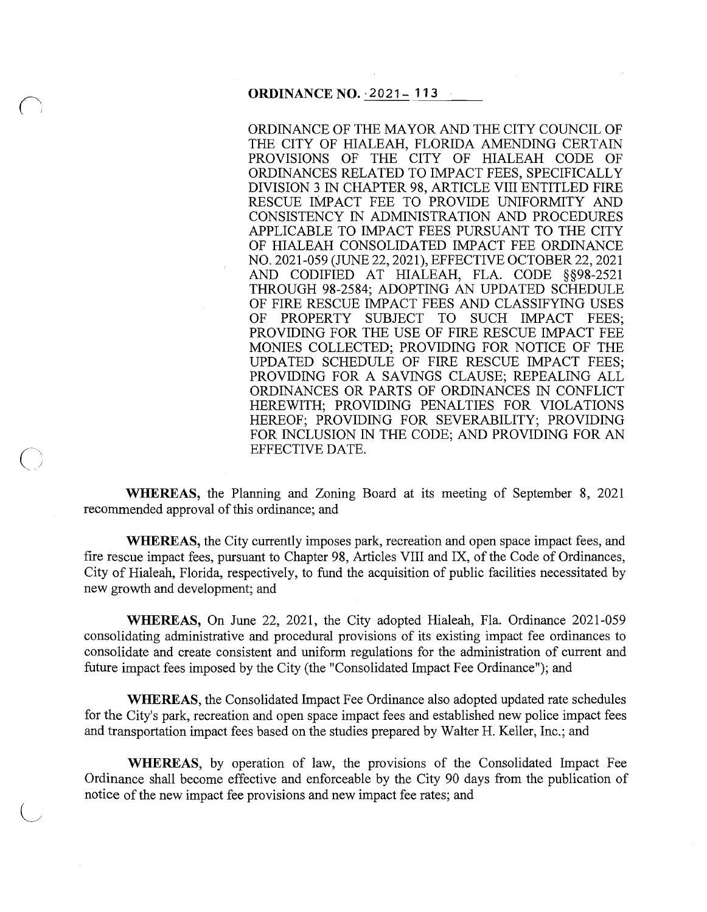**ORDINANCE NO. 2021– 113**

ORDINANCE OF THE MAYOR AND THE CITY COUNCIL OF THE CITY OF HIALEAH, FLORIDA AMENDING CERTAIN PROVISIONS OF THE CITY OF HIALEAH CODE OF ORDINANCES RELATED TO IMPACT FEES, SPECIFICALLY DIVISION 3 IN CHAPTER 98, ARTICLE VIII ENTITLED FIRE RESCUE IMPACT FEE TO PROVIDE UNIFORMITY AND CONSISTENCY IN ADMINISTRATION AND PROCEDURES APPLICABLE TO IMPACT FEES PURSUANT TO THE CITY OF HIALEAH CONSOLIDATED IMPACT FEE ORDINANCE NO. 2021-059 (JUNE 22, 2021), EFFECTIVE OCTOBER 22, 2021 AND CODIFIED AT HIALEAH, FLA. CODE §§98-2521 THROUGH 98-2584; ADOPTING AN UPDATED SCHEDULE OF FIRE RESCUE IMPACT FEES AND CLASSIFYING USES OF PROPERTY SUBJECT TO SUCH IMPACT FEES; PROVIDING FOR THE USE OF FIRE RESCUE IMPACT FEE MONIES COLLECTED; PROVIDING FOR NOTICE OF THE UPDATED SCHEDULE OF FIRE RESCUE IMPACT FEES; PROVIDING FOR A SAVINGS CLAUSE; REPEALING ALL ORDINANCES OR PARTS OF ORDINANCES IN CONFLICT HEREWITH; PROVIDING PENALTIES FOR VIOLATIONS HEREOF; PROVIDING FOR SEVERABILITY; PROVIDING FOR INCLUSION IN THE CODE; AND PROVIDING FOR AN EFFECTIVE DATE.

**WHEREAS,** the Planning and Zoning Board at its meeting of September 8, 2021 recommended approval of this ordinance; and

**WHEREAS,** the City currently imposes park, recreation and open space impact fees, and fire rescue impact fees, pursuant to Chapter 98, Articles VIII and IX, of the Code of Ordinances, City of Hialeah, Florida, respectively, to fund the acquisition of public facilities necessitated by new growth and development; and

**WHEREAS,** On June 22, 2021, the City adopted Hialeah, Fla. Ordinance 2021-059 consolidating administrative and procedural provisions of its existing impact fee ordinances to consolidate and create consistent and uniform regulations for the administration of current and future impact fees imposed by the City (the "Consolidated Impact Fee Ordinance"); and

**WHEREAS,** the Consolidated Impact Fee Ordinance also adopted updated rate schedules for the City's park, recreation and open space impact fees and established new police impact fees and transportation impact fees based on the studies prepared by Walter H. Keller, Inc.; and

**WHEREAS,** by operation of law, the provisions of the Consolidated Impact Fee Ordinance shall become effective and enforceable by the City 90 days from the publication of notice of the new impact fee provisions and new impact fee rates; and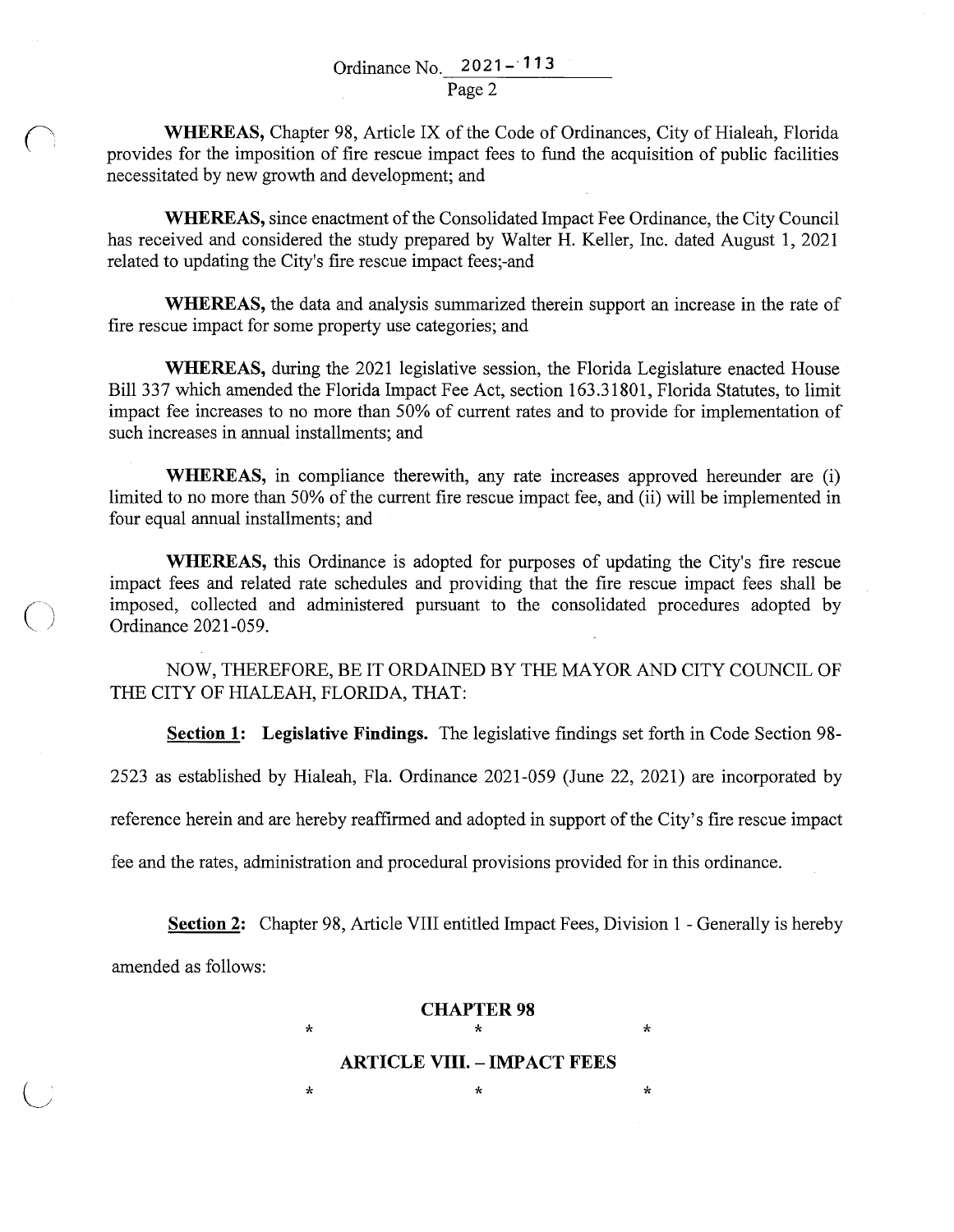**WHEREAS,** Chapter 98, Article IX of the Code of Ordinances, City of Hialeah, Florida provides for the imposition of fire rescue impact fees to fund the acquisition of public facilities necessitated by new growth and development; and

**WHEREAS,** since enactment of the Consolidated Impact Fee Ordinance, the City Council has received and considered the study prepared by Walter H. Keller, Inc. dated August 1, 2021 related to updating the City's fire rescue impact fees;-and

**WHEREAS,** the data and analysis summarized therein support an increase in the rate of fire rescue impact for some property use categories; and

**WHEREAS,** during the 2021 legislative session, the Florida Legislature enacted House Bill 337 which amended the Florida Impact Fee Act, section 163.31801, Florida Statutes, to limit impact fee increases to no more than 50% of current rates and to provide for implementation of such increases in annual installments; and

**WHEREAS,** in compliance therewith, any rate increases approved hereunder are (i) limited to no more than 50% of the current fire rescue impact fee, and (ii) will be implemented in four equal annual installments; and

**WHEREAS,** this Ordinance is adopted for purposes of updating the City's fire rescue impact fees and related rate schedules and providing that the fire rescue impact fees shall be imposed, collected and administered pursuant to the consolidated procedures adopted by Ordinance 2021-059.

NOW, THEREFORE, BE IT ORDAINED BY THE MAYOR AND CITY COUNCIL OF THE CITY OF HIALEAH, FLORIDA, THAT:

**Section 1: Legislative Findings.** The legislative findings set forth in Code Section 98-2523 as established by Hialeah, Fla. Ordinance 2021-059 (June 22, 2021) are incorporated by reference herein and are hereby reaffirmed and adopted in support of the City's fire rescue impact fee and the rates, administration and procedural provisions provided for in this ordinance.

**Section 2:** Chapter 98, Article VIII entitled Impact Fees, Division 1 - Generally is hereby amended as follows:

**CHAPTER 98**

\* \* \*

**ARTICLE VIII. – IMPACT FEES**

\* \* \*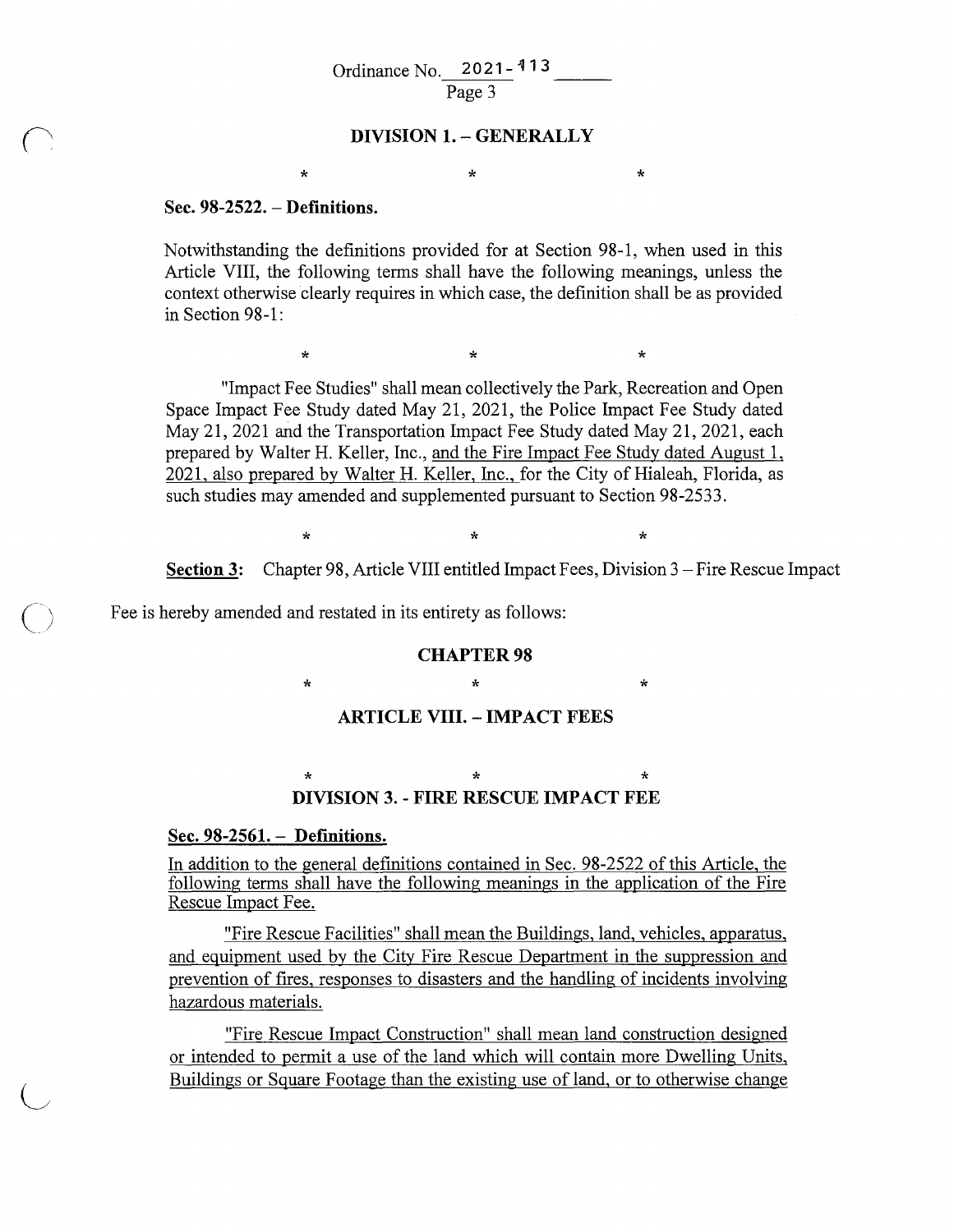Ordinance No. 2021-113
Page 3

## DIVISION 1. – GENERALLY

\* \* \*

**Sec. 98-2522. – Definitions.**

Notwithstanding the definitions provided for at Section 98-1, when used in this Article VIII, the following terms shall have the following meanings, unless the context otherwise clearly requires in which case, the definition shall be as provided in Section 98-1:

\* \* \*

"Impact Fee Studies" shall mean collectively the Park, Recreation and Open Space Impact Fee Study dated May 21, 2021, the Police Impact Fee Study dated May 21, 2021 and the Transportation Impact Fee Study dated May 21, 2021, each prepared by Walter H. Keller, Inc., <u>and the Fire Impact Fee Study dated August 1, 2021, also prepared by Walter H. Keller, Inc.,</u> for the City of Hialeah, Florida, as such studies may amended and supplemented pursuant to Section 98-2533.

\* \* \*

<u>**Section 3:**</u> Chapter 98, Article VIII entitled Impact Fees, Division 3 – Fire Rescue Impact Fee is hereby amended and restated in its entirety as follows:

## CHAPTER 98

\* \* \*

## ARTICLE VIII. – IMPACT FEES

\* \* \*

## DIVISION 3. - FIRE RESCUE IMPACT FEE

<u>**Sec. 98-2561. – Definitions.**</u>

<u>In addition to the general definitions contained in Sec. 98-2522 of this Article, the following terms shall have the following meanings in the application of the Fire Rescue Impact Fee.</u>

<u>"Fire Rescue Facilities" shall mean the Buildings, land, vehicles, apparatus, and equipment used by the City Fire Rescue Department in the suppression and prevention of fires, responses to disasters and the handling of incidents involving hazardous materials.</u>

<u>"Fire Rescue Impact Construction" shall mean land construction designed or intended to permit a use of the land which will contain more Dwelling Units, Buildings or Square Footage than the existing use of land, or to otherwise change</u>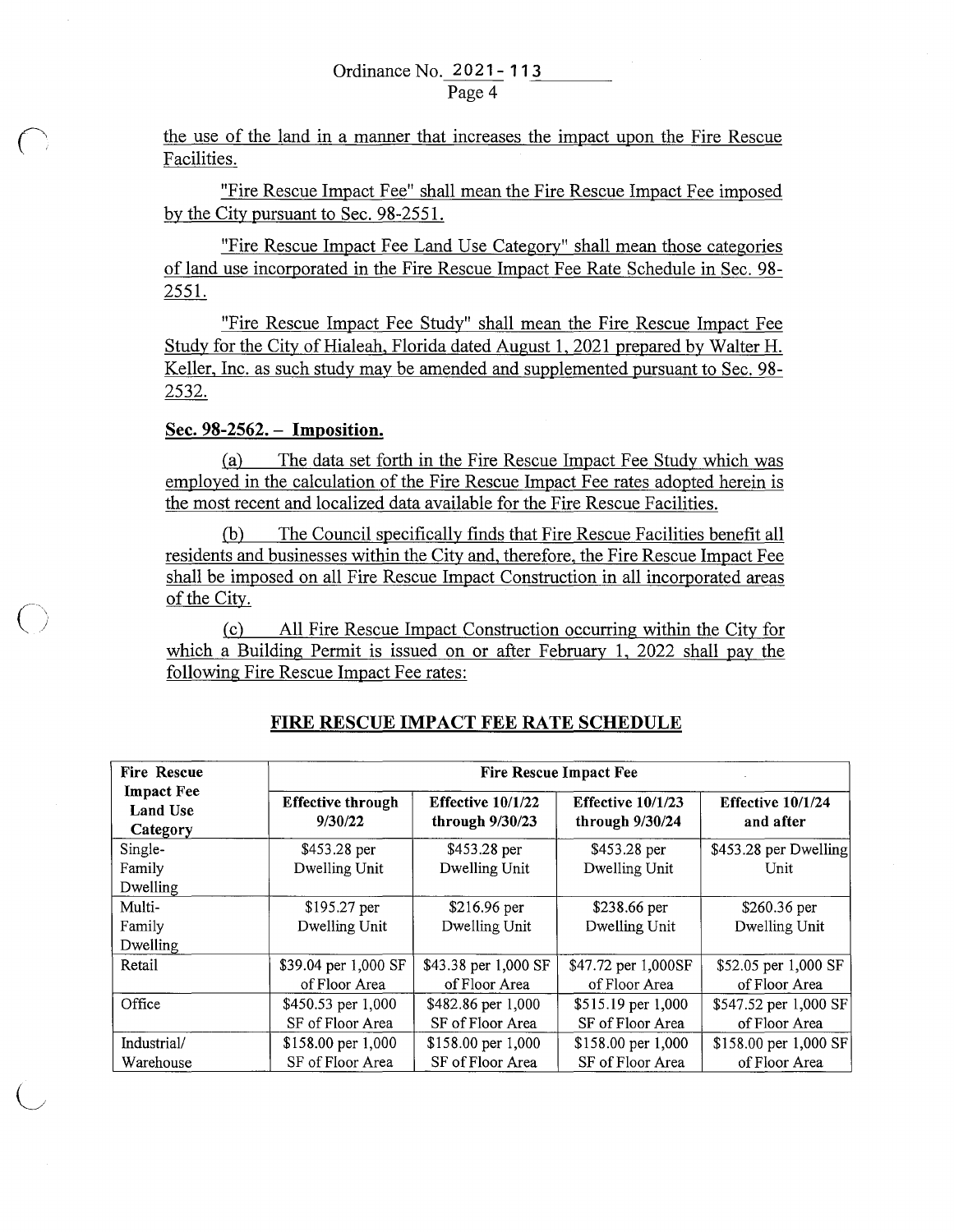the use of the land in a manner that increases the impact upon the Fire Rescue Facilities.

"Fire Rescue Impact Fee" shall mean the Fire Rescue Impact Fee imposed by the City pursuant to Sec. 98-2551.

"Fire Rescue Impact Fee Land Use Category" shall mean those categories of land use incorporated in the Fire Rescue Impact Fee Rate Schedule in Sec. 98-2551.

"Fire Rescue Impact Fee Study" shall mean the Fire Rescue Impact Fee Study for the City of Hialeah, Florida dated August 1, 2021 prepared by Walter H. Keller, Inc. as such study may be amended and supplemented pursuant to Sec. 98-2532.

**Sec. 98-2562. – Imposition.**

(a) The data set forth in the Fire Rescue Impact Fee Study which was employed in the calculation of the Fire Rescue Impact Fee rates adopted herein is the most recent and localized data available for the Fire Rescue Facilities.

(b) The Council specifically finds that Fire Rescue Facilities benefit all residents and businesses within the City and, therefore, the Fire Rescue Impact Fee shall be imposed on all Fire Rescue Impact Construction in all incorporated areas of the City.

(c) All Fire Rescue Impact Construction occurring within the City for which a Building Permit is issued on or after February 1, 2022 shall pay the following Fire Rescue Impact Fee rates:

**FIRE RESCUE IMPACT FEE RATE SCHEDULE**

| Fire Rescue Impact Fee Land Use Category | Fire Rescue Impact Fee | | | |
|---|---|---|---|---|
| | Effective through 9/30/22 | Effective 10/1/22 through 9/30/23 | Effective 10/1/23 through 9/30/24 | Effective 10/1/24 and after |
| Single-Family Dwelling | $453.28 per Dwelling Unit | $453.28 per Dwelling Unit | $453.28 per Dwelling Unit | $453.28 per Dwelling Unit |
| Multi-Family Dwelling | $195.27 per Dwelling Unit | $216.96 per Dwelling Unit | $238.66 per Dwelling Unit | $260.36 per Dwelling Unit |
| Retail | $39.04 per 1,000 SF of Floor Area | $43.38 per 1,000 SF of Floor Area | $47.72 per 1,000SF of Floor Area | $52.05 per 1,000 SF of Floor Area |
| Office | $450.53 per 1,000 SF of Floor Area | $482.86 per 1,000 SF of Floor Area | $515.19 per 1,000 SF of Floor Area | $547.52 per 1,000 SF of Floor Area |
| Industrial/ Warehouse | $158.00 per 1,000 SF of Floor Area | $158.00 per 1,000 SF of Floor Area | $158.00 per 1,000 SF of Floor Area | $158.00 per 1,000 SF of Floor Area |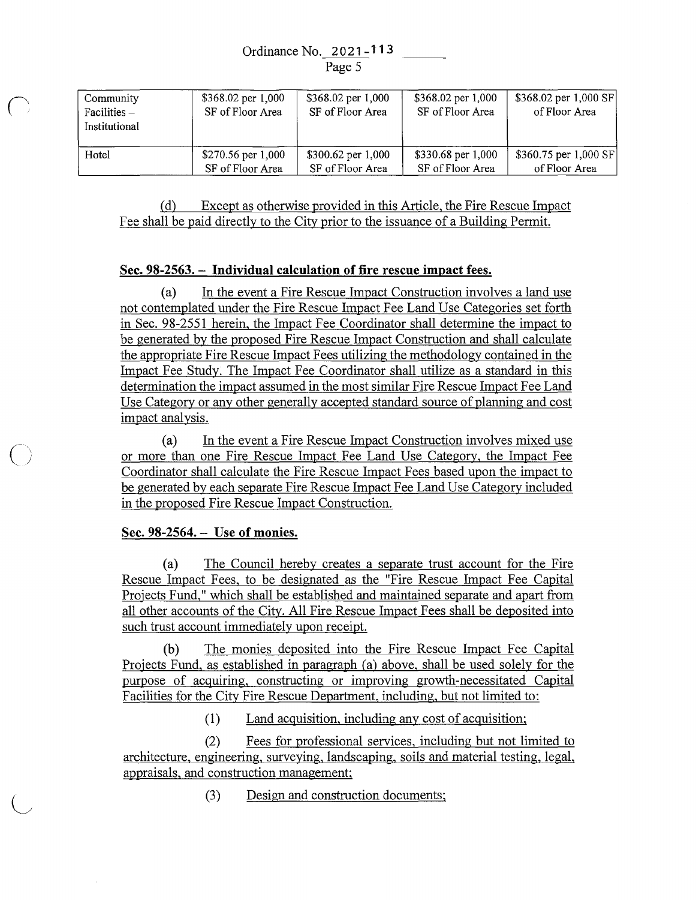| | | | | |
|---|---|---|---|---|
| Community Facilities – Institutional | $368.02 per 1,000 SF of Floor Area | $368.02 per 1,000 SF of Floor Area | $368.02 per 1,000 SF of Floor Area | $368.02 per 1,000 SF of Floor Area |
| Hotel | $270.56 per 1,000 SF of Floor Area | $300.62 per 1,000 SF of Floor Area | $330.68 per 1,000 SF of Floor Area | $360.75 per 1,000 SF of Floor Area |

(d) Except as otherwise provided in this Article, the Fire Rescue Impact Fee shall be paid directly to the City prior to the issuance of a Building Permit.

**Sec. 98-2563. – Individual calculation of fire rescue impact fees.**

(a) In the event a Fire Rescue Impact Construction involves a land use not contemplated under the Fire Rescue Impact Fee Land Use Categories set forth in Sec. 98-2551 herein, the Impact Fee Coordinator shall determine the impact to be generated by the proposed Fire Rescue Impact Construction and shall calculate the appropriate Fire Rescue Impact Fees utilizing the methodology contained in the Impact Fee Study. The Impact Fee Coordinator shall utilize as a standard in this determination the impact assumed in the most similar Fire Rescue Impact Fee Land Use Category or any other generally accepted standard source of planning and cost impact analysis.

(a) In the event a Fire Rescue Impact Construction involves mixed use or more than one Fire Rescue Impact Fee Land Use Category, the Impact Fee Coordinator shall calculate the Fire Rescue Impact Fees based upon the impact to be generated by each separate Fire Rescue Impact Fee Land Use Category included in the proposed Fire Rescue Impact Construction.

**Sec. 98-2564. – Use of monies.**

(a) The Council hereby creates a separate trust account for the Fire Rescue Impact Fees, to be designated as the "Fire Rescue Impact Fee Capital Projects Fund," which shall be established and maintained separate and apart from all other accounts of the City. All Fire Rescue Impact Fees shall be deposited into such trust account immediately upon receipt.

(b) The monies deposited into the Fire Rescue Impact Fee Capital Projects Fund, as established in paragraph (a) above, shall be used solely for the purpose of acquiring, constructing or improving growth-necessitated Capital Facilities for the City Fire Rescue Department, including, but not limited to:

(1) Land acquisition, including any cost of acquisition;

(2) Fees for professional services, including but not limited to architecture, engineering, surveying, landscaping, soils and material testing, legal, appraisals, and construction management;

(3) Design and construction documents;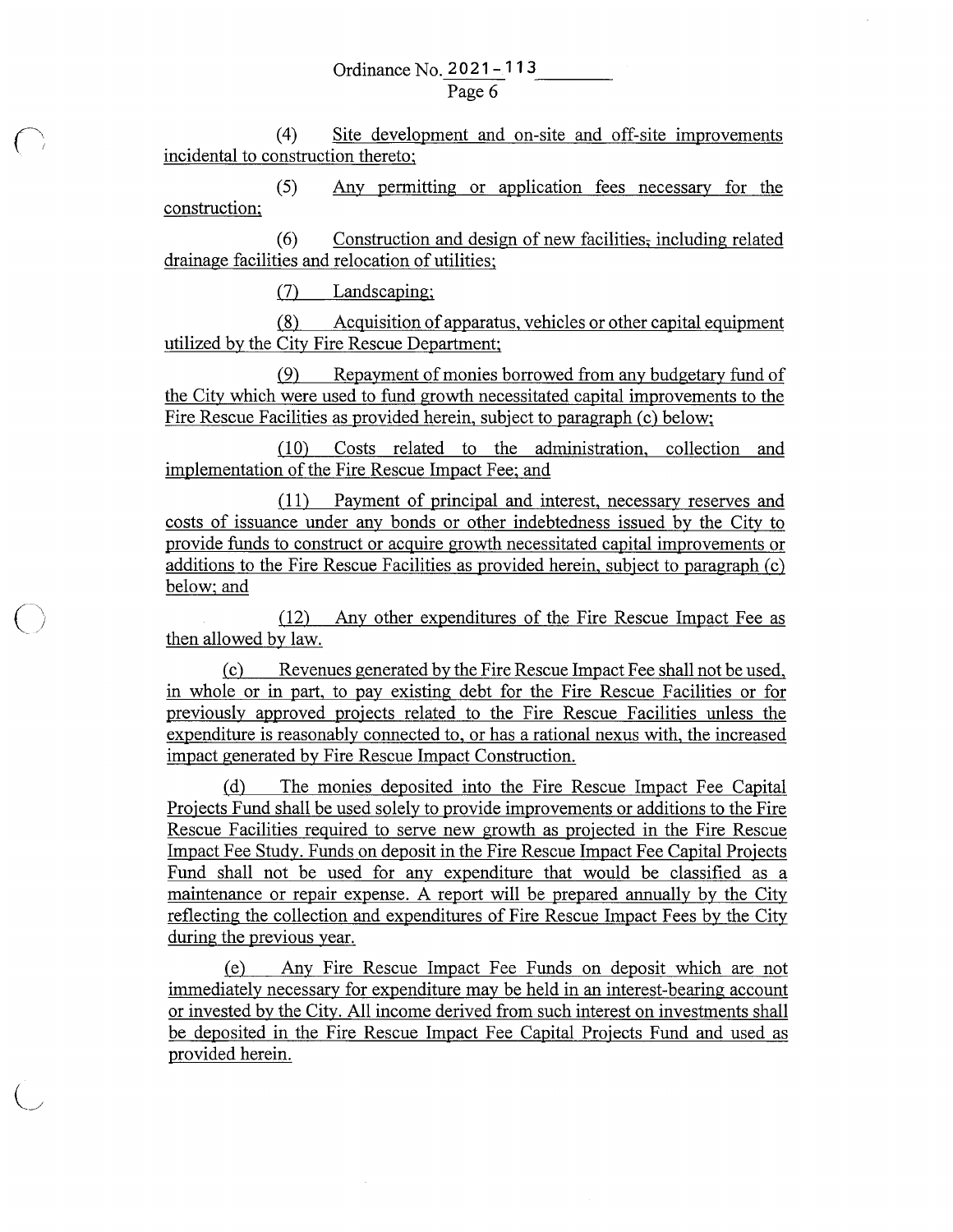(4) Site development and on-site and off-site improvements incidental to construction thereto;

(5) Any permitting or application fees necessary for the construction;

(6) Construction and design of new facilities, including related drainage facilities and relocation of utilities;

(7) Landscaping;

(8) Acquisition of apparatus, vehicles or other capital equipment utilized by the City Fire Rescue Department;

(9) Repayment of monies borrowed from any budgetary fund of the City which were used to fund growth necessitated capital improvements to the Fire Rescue Facilities as provided herein, subject to paragraph (c) below;

(10) Costs related to the administration, collection and implementation of the Fire Rescue Impact Fee; and

(11) Payment of principal and interest, necessary reserves and costs of issuance under any bonds or other indebtedness issued by the City to provide funds to construct or acquire growth necessitated capital improvements or additions to the Fire Rescue Facilities as provided herein, subject to paragraph (c) below; and

(12) Any other expenditures of the Fire Rescue Impact Fee as then allowed by law.

(c) Revenues generated by the Fire Rescue Impact Fee shall not be used, in whole or in part, to pay existing debt for the Fire Rescue Facilities or for previously approved projects related to the Fire Rescue Facilities unless the expenditure is reasonably connected to, or has a rational nexus with, the increased impact generated by Fire Rescue Impact Construction.

(d) The monies deposited into the Fire Rescue Impact Fee Capital Projects Fund shall be used solely to provide improvements or additions to the Fire Rescue Facilities required to serve new growth as projected in the Fire Rescue Impact Fee Study. Funds on deposit in the Fire Rescue Impact Fee Capital Projects Fund shall not be used for any expenditure that would be classified as a maintenance or repair expense. A report will be prepared annually by the City reflecting the collection and expenditures of Fire Rescue Impact Fees by the City during the previous year.

(e) Any Fire Rescue Impact Fee Funds on deposit which are not immediately necessary for expenditure may be held in an interest-bearing account or invested by the City. All income derived from such interest on investments shall be deposited in the Fire Rescue Impact Fee Capital Projects Fund and used as provided herein.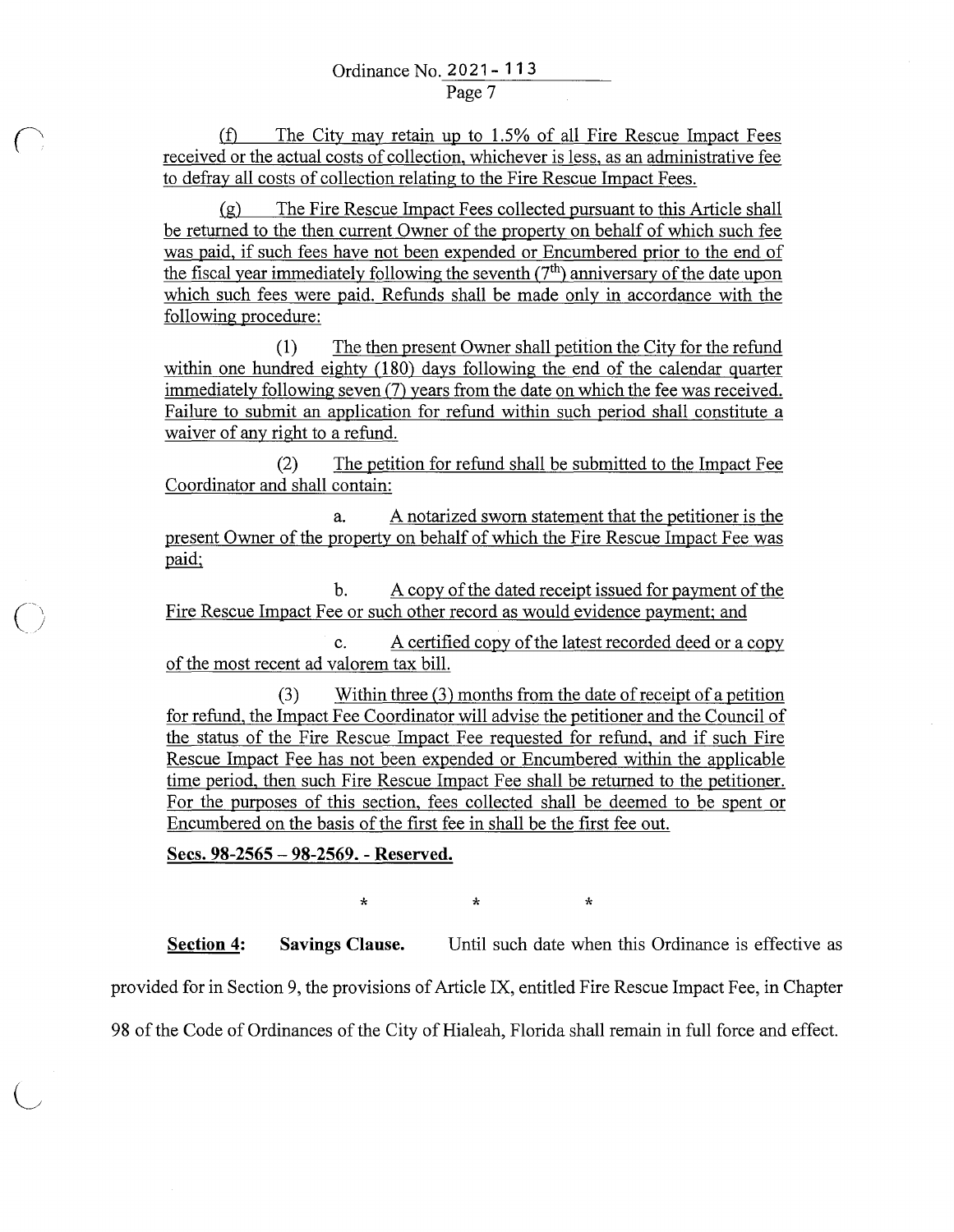(f) The City may retain up to 1.5% of all Fire Rescue Impact Fees received or the actual costs of collection, whichever is less, as an administrative fee to defray all costs of collection relating to the Fire Rescue Impact Fees.

(g) The Fire Rescue Impact Fees collected pursuant to this Article shall be returned to the then current Owner of the property on behalf of which such fee was paid, if such fees have not been expended or Encumbered prior to the end of the fiscal year immediately following the seventh (7th) anniversary of the date upon which such fees were paid. Refunds shall be made only in accordance with the following procedure:

(1) The then present Owner shall petition the City for the refund within one hundred eighty (180) days following the end of the calendar quarter immediately following seven (7) years from the date on which the fee was received. Failure to submit an application for refund within such period shall constitute a waiver of any right to a refund.

(2) The petition for refund shall be submitted to the Impact Fee Coordinator and shall contain:

a. A notarized sworn statement that the petitioner is the present Owner of the property on behalf of which the Fire Rescue Impact Fee was paid;

b. A copy of the dated receipt issued for payment of the Fire Rescue Impact Fee or such other record as would evidence payment; and

c. A certified copy of the latest recorded deed or a copy of the most recent ad valorem tax bill.

(3) Within three (3) months from the date of receipt of a petition for refund, the Impact Fee Coordinator will advise the petitioner and the Council of the status of the Fire Rescue Impact Fee requested for refund, and if such Fire Rescue Impact Fee has not been expended or Encumbered within the applicable time period, then such Fire Rescue Impact Fee shall be returned to the petitioner. For the purposes of this section, fees collected shall be deemed to be spent or Encumbered on the basis of the first fee in shall be the first fee out.

**Secs. 98-2565 – 98-2569. - Reserved.**

\* \* \*

**Section 4: Savings Clause.** Until such date when this Ordinance is effective as provided for in Section 9, the provisions of Article IX, entitled Fire Rescue Impact Fee, in Chapter 98 of the Code of Ordinances of the City of Hialeah, Florida shall remain in full force and effect.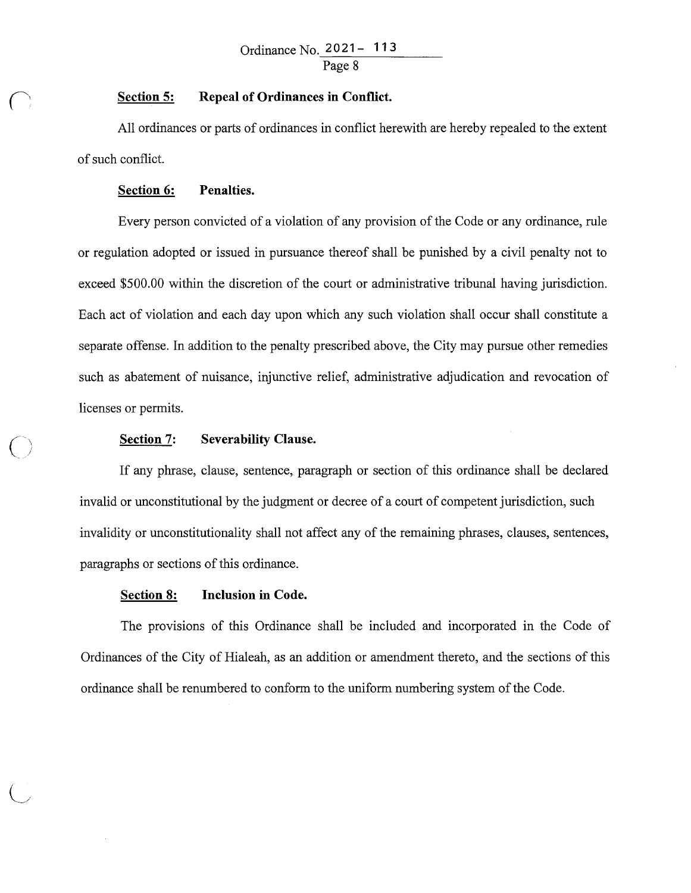**Section 5: Repeal of Ordinances in Conflict.**

All ordinances or parts of ordinances in conflict herewith are hereby repealed to the extent of such conflict.

**Section 6: Penalties.**

Every person convicted of a violation of any provision of the Code or any ordinance, rule or regulation adopted or issued in pursuance thereof shall be punished by a civil penalty not to exceed $500.00 within the discretion of the court or administrative tribunal having jurisdiction. Each act of violation and each day upon which any such violation shall occur shall constitute a separate offense. In addition to the penalty prescribed above, the City may pursue other remedies such as abatement of nuisance, injunctive relief, administrative adjudication and revocation of licenses or permits.

**Section 7: Severability Clause.**

If any phrase, clause, sentence, paragraph or section of this ordinance shall be declared invalid or unconstitutional by the judgment or decree of a court of competent jurisdiction, such invalidity or unconstitutionality shall not affect any of the remaining phrases, clauses, sentences, paragraphs or sections of this ordinance.

**Section 8: Inclusion in Code.**

The provisions of this Ordinance shall be included and incorporated in the Code of Ordinances of the City of Hialeah, as an addition or amendment thereto, and the sections of this ordinance shall be renumbered to conform to the uniform numbering system of the Code.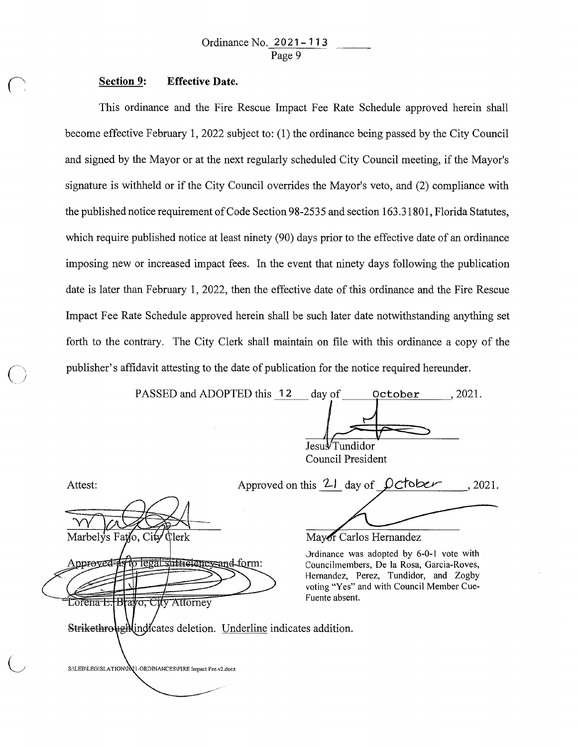Ordinance No. 2021-113

**Section 9: Effective Date.**

This ordinance and the Fire Rescue Impact Fee Rate Schedule approved herein shall become effective February 1, 2022 subject to: (1) the ordinance being passed by the City Council and signed by the Mayor or at the next regularly scheduled City Council meeting, if the Mayor's signature is withheld or if the City Council overrides the Mayor's veto, and (2) compliance with the published notice requirement of Code Section 98-2535 and section 163.31801, Florida Statutes, which require published notice at least ninety (90) days prior to the effective date of an ordinance imposing new or increased impact fees. In the event that ninety days following the publication date is later than February 1, 2022, then the effective date of this ordinance and the Fire Rescue Impact Fee Rate Schedule approved herein shall be such later date notwithstanding anything set forth to the contrary. The City Clerk shall maintain on file with this ordinance a copy of the publisher's affidavit attesting to the date of publication for the notice required hereunder.

PASSED and ADOPTED this 12 day of October, 2021.

Jesus Tundidor
Council President

Attest:

Marbelys Fatjo, City Clerk

Approved on this 21 day of October, 2021.

Mayor Carlos Hernandez

Ordinance was adopted by 6-0-1 vote with Councilmembers, De la Rosa, Garcia-Roves, Hernandez, Perez, Tundidor, and Zogby voting "Yes" and with Council Member Cue-Fuente absent.

Approved as to legal sufficiency and form:

Lorena E. Bravo, City Attorney

~~Strikethrough~~ indicates deletion. <u>Underline</u> indicates addition.

S:\LEB\LEGISLATION\2021-ORDINANCES\FIRE Impact Fee.v2.docx